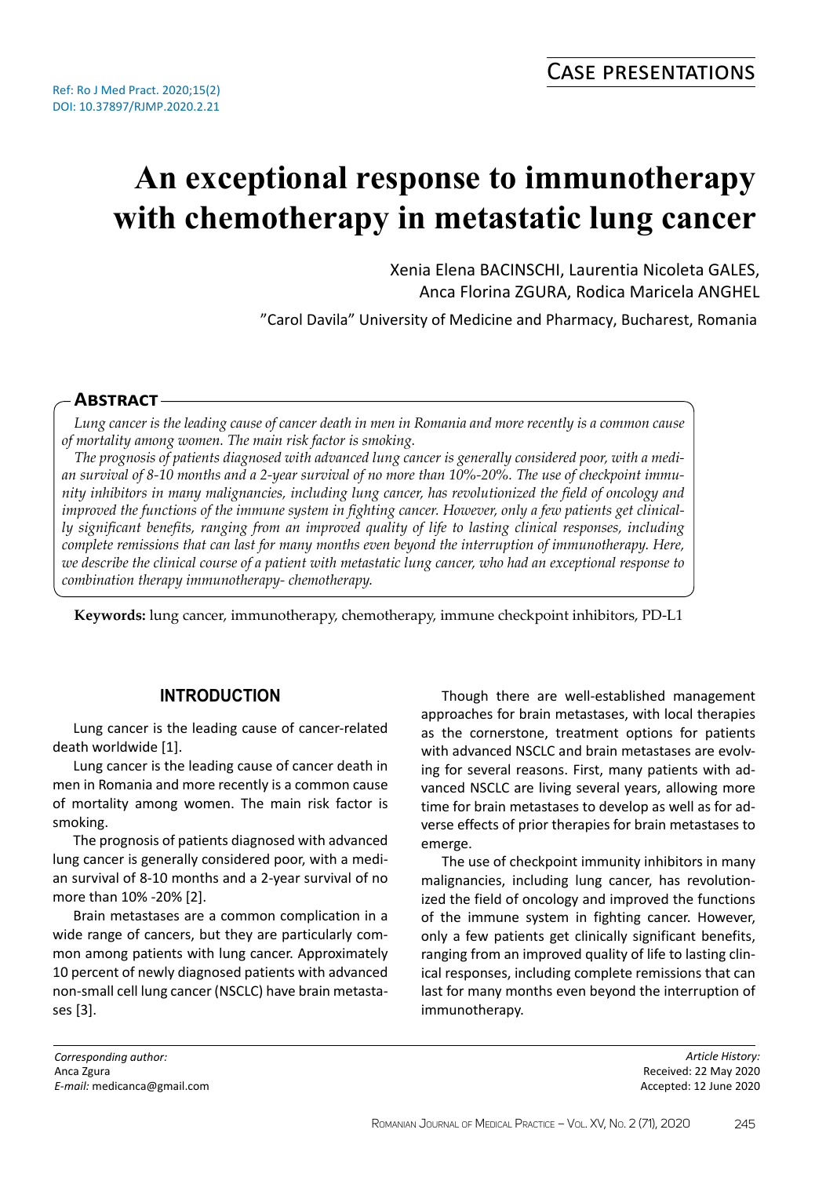Case presentations

Ref: Ro J Med Pract. 2020;15(2)
DOI: 10.37897/RJMP.2020.2.21

# An exceptional response to immunotherapy with chemotherapy in metastatic lung cancer

Xenia Elena BACINSCHI, Laurentia Nicoleta GALES, Anca Florina ZGURA, Rodica Maricela ANGHEL

"Carol Davila" University of Medicine and Pharmacy, Bucharest, Romania

## Abstract

*Lung cancer is the leading cause of cancer death in men in Romania and more recently is a common cause of mortality among women. The main risk factor is smoking.*

*The prognosis of patients diagnosed with advanced lung cancer is generally considered poor, with a median survival of 8-10 months and a 2-year survival of no more than 10%-20%. The use of checkpoint immunity inhibitors in many malignancies, including lung cancer, has revolutionized the field of oncology and improved the functions of the immune system in fighting cancer. However, only a few patients get clinically significant benefits, ranging from an improved quality of life to lasting clinical responses, including complete remissions that can last for many months even beyond the interruption of immunotherapy. Here, we describe the clinical course of a patient with metastatic lung cancer, who had an exceptional response to combination therapy immunotherapy- chemotherapy.*

**Keywords:** lung cancer, immunotherapy, chemotherapy, immune checkpoint inhibitors, PD-L1

## INTRODUCTION

Lung cancer is the leading cause of cancer-related death worldwide [1].

Lung cancer is the leading cause of cancer death in men in Romania and more recently is a common cause of mortality among women. The main risk factor is smoking.

The prognosis of patients diagnosed with advanced lung cancer is generally considered poor, with a median survival of 8-10 months and a 2-year survival of no more than 10% -20% [2].

Brain metastases are a common complication in a wide range of cancers, but they are particularly common among patients with lung cancer. Approximately 10 percent of newly diagnosed patients with advanced non-small cell lung cancer (NSCLC) have brain metastases [3].

Though there are well-established management approaches for brain metastases, with local therapies as the cornerstone, treatment options for patients with advanced NSCLC and brain metastases are evolving for several reasons. First, many patients with advanced NSCLC are living several years, allowing more time for brain metastases to develop as well as for adverse effects of prior therapies for brain metastases to emerge.

The use of checkpoint immunity inhibitors in many malignancies, including lung cancer, has revolutionized the field of oncology and improved the functions of the immune system in fighting cancer. However, only a few patients get clinically significant benefits, ranging from an improved quality of life to lasting clinical responses, including complete remissions that can last for many months even beyond the interruption of immunotherapy.

*Corresponding author:*
Anca Zgura
*E-mail:* medicanca@gmail.com

*Article History:*
Received: 22 May 2020
Accepted: 12 June 2020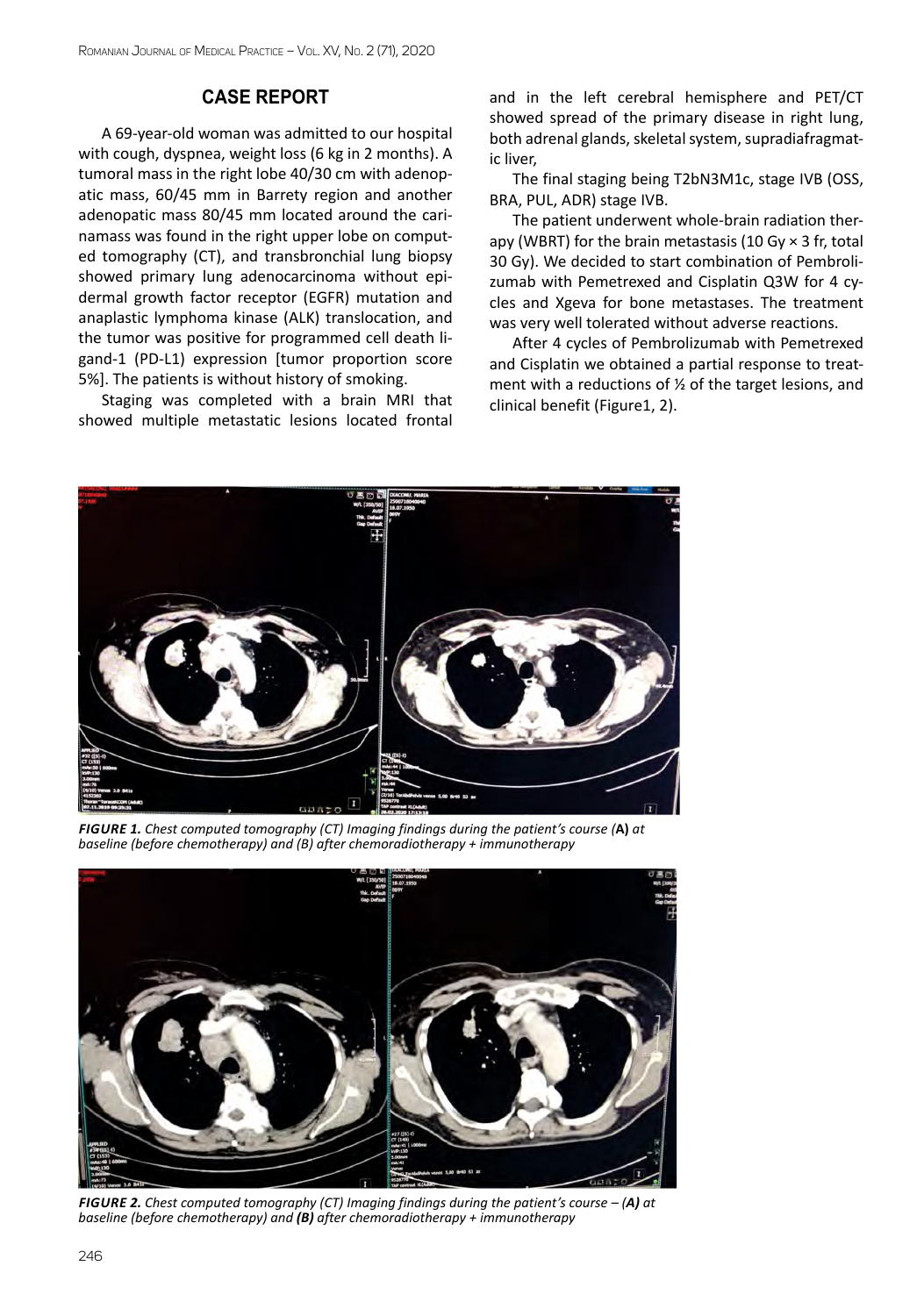## CASE REPORT

A 69-year-old woman was admitted to our hospital with cough, dyspnea, weight loss (6 kg in 2 months). A tumoral mass in the right lobe 40/30 cm with adenopatic mass, 60/45 mm in Barrety region and another adenopatic mass 80/45 mm located around the carinamass was found in the right upper lobe on computed tomography (CT), and transbronchial lung biopsy showed primary lung adenocarcinoma without epidermal growth factor receptor (EGFR) mutation and anaplastic lymphoma kinase (ALK) translocation, and the tumor was positive for programmed cell death ligand-1 (PD-L1) expression [tumor proportion score 5%]. The patients is without history of smoking.

Staging was completed with a brain MRI that showed multiple metastatic lesions located frontal and in the left cerebral hemisphere and PET/CT showed spread of the primary disease in right lung, both adrenal glands, skeletal system, supradiafragmatic liver,

The final staging being T2bN3M1c, stage IVB (OSS, BRA, PUL, ADR) stage IVB.

The patient underwent whole-brain radiation therapy (WBRT) for the brain metastasis (10 Gy × 3 fr, total 30 Gy). We decided to start combination of Pembrolizumab with Pemetrexed and Cisplatin Q3W for 4 cycles and Xgeva for bone metastases. The treatment was very well tolerated without adverse reactions.

After 4 cycles of Pembrolizumab with Pemetrexed and Cisplatin we obtained a partial response to treatment with a reductions of ½ of the target lesions, and clinical benefit (Figure1, 2).

***FIGURE 1.*** *Chest computed tomography (CT) Imaging findings during the patient's course (***A***) at baseline (before chemotherapy) and (B) after chemoradiotherapy + immunotherapy*

***FIGURE 2.*** *Chest computed tomography (CT) Imaging findings during the patient's course – (***A***) at baseline (before chemotherapy) and* ***(B)*** *after chemoradiotherapy + immunotherapy*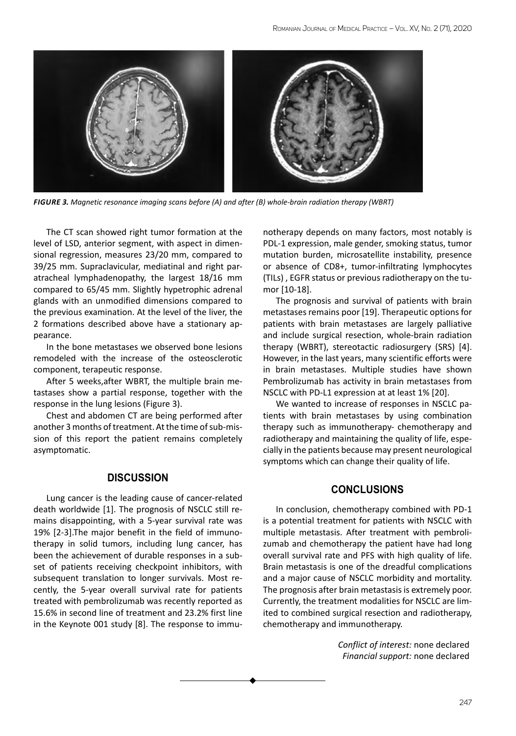*FIGURE 3. Magnetic resonance imaging scans before (A) and after (B) whole-brain radiation therapy (WBRT)*

The CT scan showed right tumor formation at the level of LSD, anterior segment, with aspect in dimensional regression, measures 23/20 mm, compared to 39/25 mm. Supraclavicular, mediatinal and right paratracheal lymphadenopathy, the largest 18/16 mm compared to 65/45 mm. Slightly hypetrophic adrenal glands with an unmodified dimensions compared to the previous examination. At the level of the liver, the 2 formations described above have a stationary appearance.

In the bone metastases we observed bone lesions remodeled with the increase of the osteosclerotic component, terapeutic response.

After 5 weeks,after WBRT, the multiple brain metastases show a partial response, together with the response in the lung lesions (Figure 3).

Chest and abdomen CT are being performed after another 3 months of treatment. At the time of sub-mission of this report the patient remains completely asymptomatic.

## DISCUSSION

Lung cancer is the leading cause of cancer-related death worldwide [1]. The prognosis of NSCLC still remains disappointing, with a 5-year survival rate was 19% [2-3].The major benefit in the field of immunotherapy in solid tumors, including lung cancer, has been the achievement of durable responses in a subset of patients receiving checkpoint inhibitors, with subsequent translation to longer survivals. Most recently, the 5-year overall survival rate for patients treated with pembrolizumab was recently reported as 15.6% in second line of treatment and 23.2% first line in the Keynote 001 study [8]. The response to immunotherapy depends on many factors, most notably is PDL-1 expression, male gender, smoking status, tumor mutation burden, microsatellite instability, presence or absence of CD8+, tumor-infiltrating lymphocytes (TILs) , EGFR status or previous radiotherapy on the tumor [10-18].

The prognosis and survival of patients with brain metastases remains poor [19]. Therapeutic options for patients with brain metastases are largely palliative and include surgical resection, whole-brain radiation therapy (WBRT), stereotactic radiosurgery (SRS) [4]. However, in the last years, many scientific efforts were in brain metastases. Multiple studies have shown Pembrolizumab has activity in brain metastases from NSCLC with PD-L1 expression at at least 1% [20].

We wanted to increase of responses in NSCLC patients with brain metastases by using combination therapy such as immunotherapy- chemotherapy and radiotherapy and maintaining the quality of life, especially in the patients because may present neurological symptoms which can change their quality of life.

## CONCLUSIONS

In conclusion, chemotherapy combined with PD-1 is a potential treatment for patients with NSCLC with multiple metastasis. After treatment with pembrolizumab and chemotherapy the patient have had long overall survival rate and PFS with high quality of life. Brain metastasis is one of the dreadful complications and a major cause of NSCLC morbidity and mortality. The prognosis after brain metastasis is extremely poor. Currently, the treatment modalities for NSCLC are limited to combined surgical resection and radiotherapy, chemotherapy and immunotherapy.

*Conflict of interest:* none declared
*Financial support:* none declared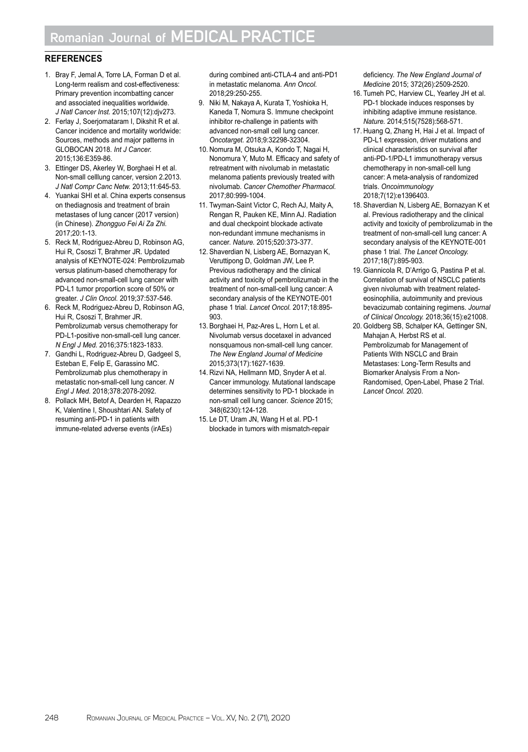## REFERENCES

1. Bray F, Jemal A, Torre LA, Forman D et al. Long-term realism and cost-effectiveness: Primary prevention incombatting cancer and associated inequalities worldwide. *J Natl Cancer Inst.* 2015;107(12):djv273.
2. Ferlay J, Soerjomataram I, Dikshit R et al. Cancer incidence and mortality worldwide: Sources, methods and major patterns in GLOBOCAN 2018. *Int J Cancer.* 2015;136:E359-86.
3. Ettinger DS, Akerley W, Borghaei H et al. Non-small celllung cancer, version 2.2013. *J Natl Compr Canc Netw.* 2013;11:645-53.
4. Yuankai SHI et al. China experts consensus on thediagnosis and treatment of brain metastases of lung cancer (2017 version) (in Chinese). *Zhongguo Fei Ai Za Zhi.* 2017;20:1-13.
5. Reck M, Rodriguez-Abreu D, Robinson AG, Hui R, Csoszi T, Brahmer JR. Updated analysis of KEYNOTE-024: Pembrolizumab versus platinum-based chemotherapy for advanced non-small-cell lung cancer with PD-L1 tumor proportion score of 50% or greater. *J Clin Oncol.* 2019;37:537-546.
6. Reck M, Rodriguez-Abreu D, Robinson AG, Hui R, Csoszi T, Brahmer JR. Pembrolizumab versus chemotherapy for PD-L1-positive non-small-cell lung cancer. *N Engl J Med.* 2016;375:1823-1833.
7. Gandhi L, Rodriguez-Abreu D, Gadgeel S, Esteban E, Felip E, Garassino MC. Pembrolizumab plus chemotherapy in metastatic non-small-cell lung cancer. *N Engl J Med.* 2018;378:2078-2092.
8. Pollack MH, Betof A, Dearden H, Rapazzo K, Valentine I, Shoushtari AN. Safety of resuming anti-PD-1 in patients with immune-related adverse events (irAEs) during combined anti-CTLA-4 and anti-PD1 in metastatic melanoma. *Ann Oncol.* 2018;29:250-255.
9. Niki M, Nakaya A, Kurata T, Yoshioka H, Kaneda T, Nomura S. Immune checkpoint inhibitor re-challenge in patients with advanced non-small cell lung cancer. *Oncotarget.* 2018;9:32298-32304.
10. Nomura M, Otsuka A, Kondo T, Nagai H, Nonomura Y, Muto M. Efficacy and safety of retreatment with nivolumab in metastatic melanoma patients previously treated with nivolumab. *Cancer Chemother Pharmacol.* 2017;80:999-1004.
11. Twyman-Saint Victor C, Rech AJ, Maity A, Rengan R, Pauken KE, Minn AJ. Radiation and dual checkpoint blockade activate non-redundant immune mechanisms in cancer. *Nature.* 2015;520:373-377.
12. Shaverdian N, Lisberg AE, Bornazyan K, Veruttipong D, Goldman JW, Lee P. Previous radiotherapy and the clinical activity and toxicity of pembrolizumab in the treatment of non-small-cell lung cancer: A secondary analysis of the KEYNOTE-001 phase 1 trial. *Lancet Oncol.* 2017;18:895-903.
13. Borghaei H, Paz-Ares L, Horn L et al. Nivolumab versus docetaxel in advanced nonsquamous non-small-cell lung cancer. *The New England Journal of Medicine* 2015;373(17):1627-1639.
14. Rizvi NA, Hellmann MD, Snyder A et al. Cancer immunology. Mutational landscape determines sensitivity to PD-1 blockade in non-small cell lung cancer. *Science* 2015; 348(6230):124-128.
15. Le DT, Uram JN, Wang H et al. PD-1 blockade in tumors with mismatch-repair deficiency. *The New England Journal of Medicine* 2015; 372(26):2509-2520.
16. Tumeh PC, Harview CL, Yearley JH et al. PD-1 blockade induces responses by inhibiting adaptive immune resistance. *Nature.* 2014;515(7528):568-571.
17. Huang Q, Zhang H, Hai J et al. Impact of PD-L1 expression, driver mutations and clinical characteristics on survival after anti-PD-1/PD-L1 immunotherapy versus chemotherapy in non-small-cell lung cancer: A meta-analysis of randomized trials. *Oncoimmunology* 2018;7(12):e1396403.
18. Shaverdian N, Lisberg AE, Bornazyan K et al. Previous radiotherapy and the clinical activity and toxicity of pembrolizumab in the treatment of non-small-cell lung cancer: A secondary analysis of the KEYNOTE-001 phase 1 trial. *The Lancet Oncology.* 2017;18(7):895-903.
19. Giannicola R, D'Arrigo G, Pastina P et al. Correlation of survival of NSCLC patients given nivolumab with treatment related-eosinophilia, autoimmunity and previous bevacizumab containing regimens. *Journal of Clinical Oncology.* 2018;36(15):e21008.
20. Goldberg SB, Schalper KA, Gettinger SN, Mahajan A, Herbst RS et al. Pembrolizumab for Management of Patients With NSCLC and Brain Metastases: Long-Term Results and Biomarker Analysis From a Non-Randomised, Open-Label, Phase 2 Trial. *Lancet Oncol.* 2020.